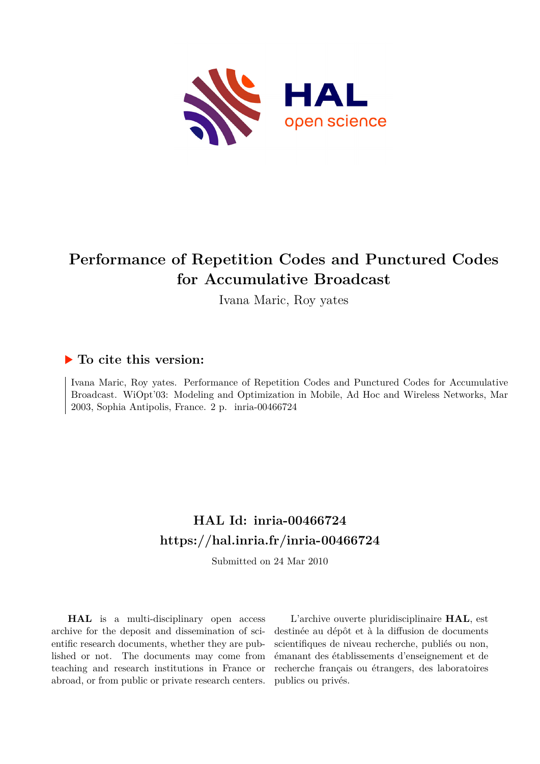# Performance of Repetition Codes and Punctured Codes for Accumulative Broadcast

Ivana Maric, Roy yates

## ▶ To cite this version:

Ivana Maric, Roy yates. Performance of Repetition Codes and Punctured Codes for Accumulative Broadcast. WiOpt'03: Modeling and Optimization in Mobile, Ad Hoc and Wireless Networks, Mar 2003, Sophia Antipolis, France. 2 p. inria-00466724

## HAL Id: inria-00466724

## https://hal.inria.fr/inria-00466724

Submitted on 24 Mar 2010

**HAL** is a multi-disciplinary open access archive for the deposit and dissemination of scientific research documents, whether they are published or not. The documents may come from teaching and research institutions in France or abroad, or from public or private research centers.

L'archive ouverte pluridisciplinaire **HAL**, est destinée au dépôt et à la diffusion de documents scientifiques de niveau recherche, publiés ou non, émanant des établissements d'enseignement et de recherche français ou étrangers, des laboratoires publics ou privés.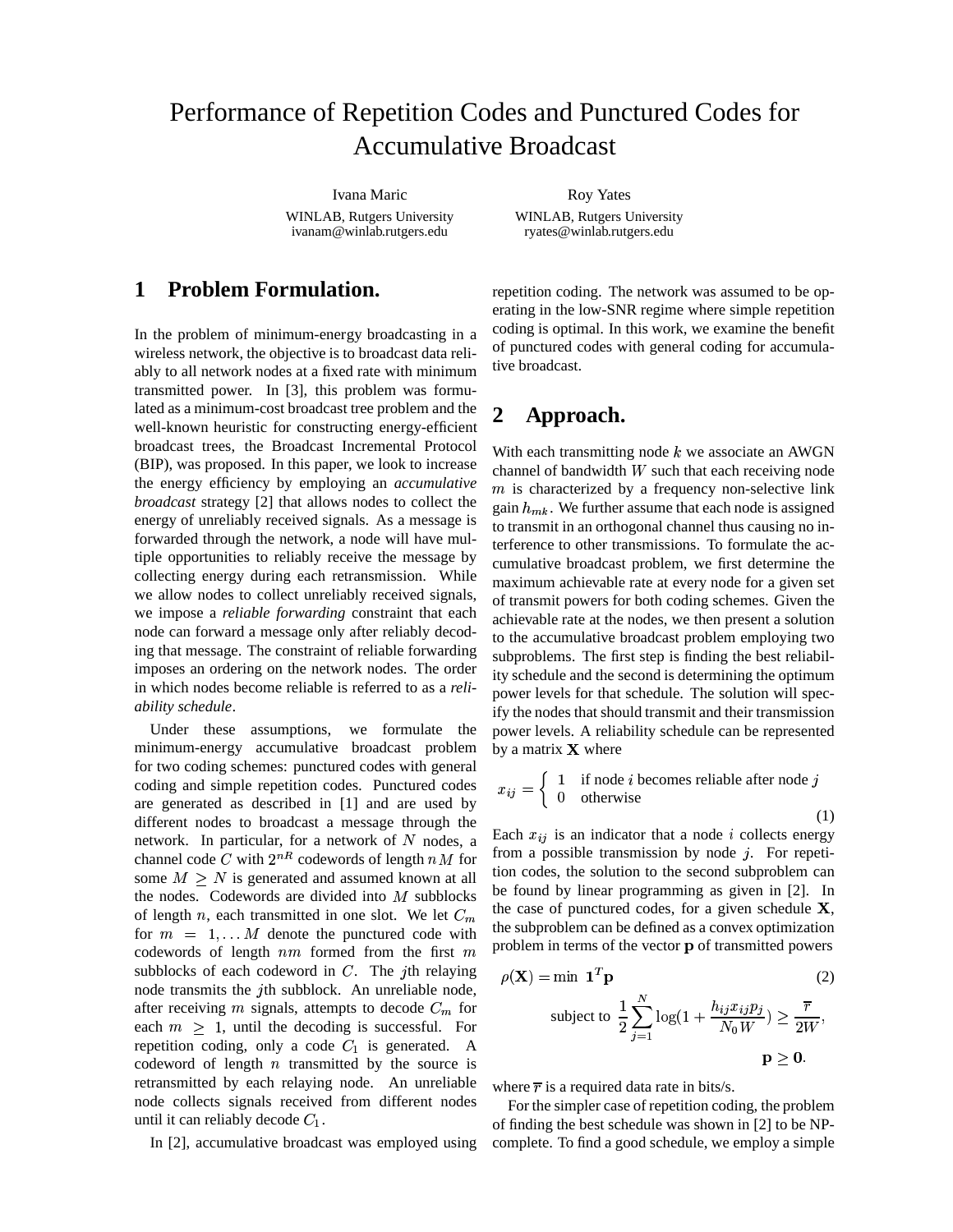# Performance of Repetition Codes and Punctured Codes for Accumulative Broadcast

Ivana Maric
WINLAB, Rutgers University
ivanam@winlab.rutgers.edu

Roy Yates
WINLAB, Rutgers University
ryates@winlab.rutgers.edu

## 1 Problem Formulation.

In the problem of minimum-energy broadcasting in a wireless network, the objective is to broadcast data reliably to all network nodes at a fixed rate with minimum transmitted power. In [3], this problem was formulated as a minimum-cost broadcast tree problem and the well-known heuristic for constructing energy-efficient broadcast trees, the Broadcast Incremental Protocol (BIP), was proposed. In this paper, we look to increase the energy efficiency by employing an *accumulative broadcast* strategy [2] that allows nodes to collect the energy of unreliably received signals. As a message is forwarded through the network, a node will have multiple opportunities to reliably receive the message by collecting energy during each retransmission. While we allow nodes to collect unreliably received signals, we impose a *reliable forwarding* constraint that each node can forward a message only after reliably decoding that message. The constraint of reliable forwarding imposes an ordering on the network nodes. The order in which nodes become reliable is referred to as a *reliability schedule*.

Under these assumptions, we formulate the minimum-energy accumulative broadcast problem for two coding schemes: punctured codes with general coding and simple repetition codes. Punctured codes are generated as described in [1] and are used by different nodes to broadcast a message through the network. In particular, for a network of $N$ nodes, a channel code $C$ with $2^{nR}$ codewords of length $nM$ for some $M \geq N$ is generated and assumed known at all the nodes. Codewords are divided into $M$ subblocks of length $n$, each transmitted in one slot. We let $C_m$ for $m = 1, \ldots M$ denote the punctured code with codewords of length $nm$ formed from the first $m$ subblocks of each codeword in $C$. The $j$th relaying node transmits the $j$th subblock. An unreliable node, after receiving $m$ signals, attempts to decode $C_m$ for each $m \geq 1$, until the decoding is successful. For repetition coding, only a code $C_1$ is generated. A codeword of length $n$ transmitted by the source is retransmitted by each relaying node. An unreliable node collects signals received from different nodes until it can reliably decode $C_1$.

In [2], accumulative broadcast was employed using repetition coding. The network was assumed to be operating in the low-SNR regime where simple repetition coding is optimal. In this work, we examine the benefit of punctured codes with general coding for accumulative broadcast.

## 2 Approach.

With each transmitting node $k$ we associate an AWGN channel of bandwidth $W$ such that each receiving node $m$ is characterized by a frequency non-selective link gain $h_{mk}$. We further assume that each node is assigned to transmit in an orthogonal channel thus causing no interference to other transmissions. To formulate the accumulative broadcast problem, we first determine the maximum achievable rate at every node for a given set of transmit powers for both coding schemes. Given the achievable rate at the nodes, we then present a solution to the accumulative broadcast problem employing two subproblems. The first step is finding the best reliability schedule and the second is determining the optimum power levels for that schedule. The solution will specify the nodes that should transmit and their transmission power levels. A reliability schedule can be represented by a matrix $\mathbf{X}$ where

$$x_{ij} = \begin{cases} 1 & \text{if node } i \text{ becomes reliable after node } j \\ 0 & \text{otherwise} \end{cases} \tag{1}$$

Each $x_{ij}$ is an indicator that a node $i$ collects energy from a possible transmission by node $j$. For repetition codes, the solution to the second subproblem can be found by linear programming as given in [2]. In the case of punctured codes, for a given schedule $\mathbf{X}$, the subproblem can be defined as a convex optimization problem in terms of the vector $\mathbf{p}$ of transmitted powers

$$\rho(\mathbf{X}) = \min \ \mathbf{1}^T\mathbf{p} \tag{2}$$

$$\text{subject to } \frac{1}{2}\sum_{j=1}^{N} \log(1 + \frac{h_{ij}x_{ij}p_j}{N_0 W}) \geq \frac{\overline{r}}{2W},$$

$$\mathbf{p} \geq \mathbf{0}.$$

where $\overline{r}$ is a required data rate in bits/s.

For the simpler case of repetition coding, the problem of finding the best schedule was shown in [2] to be NP-complete. To find a good schedule, we employ a simple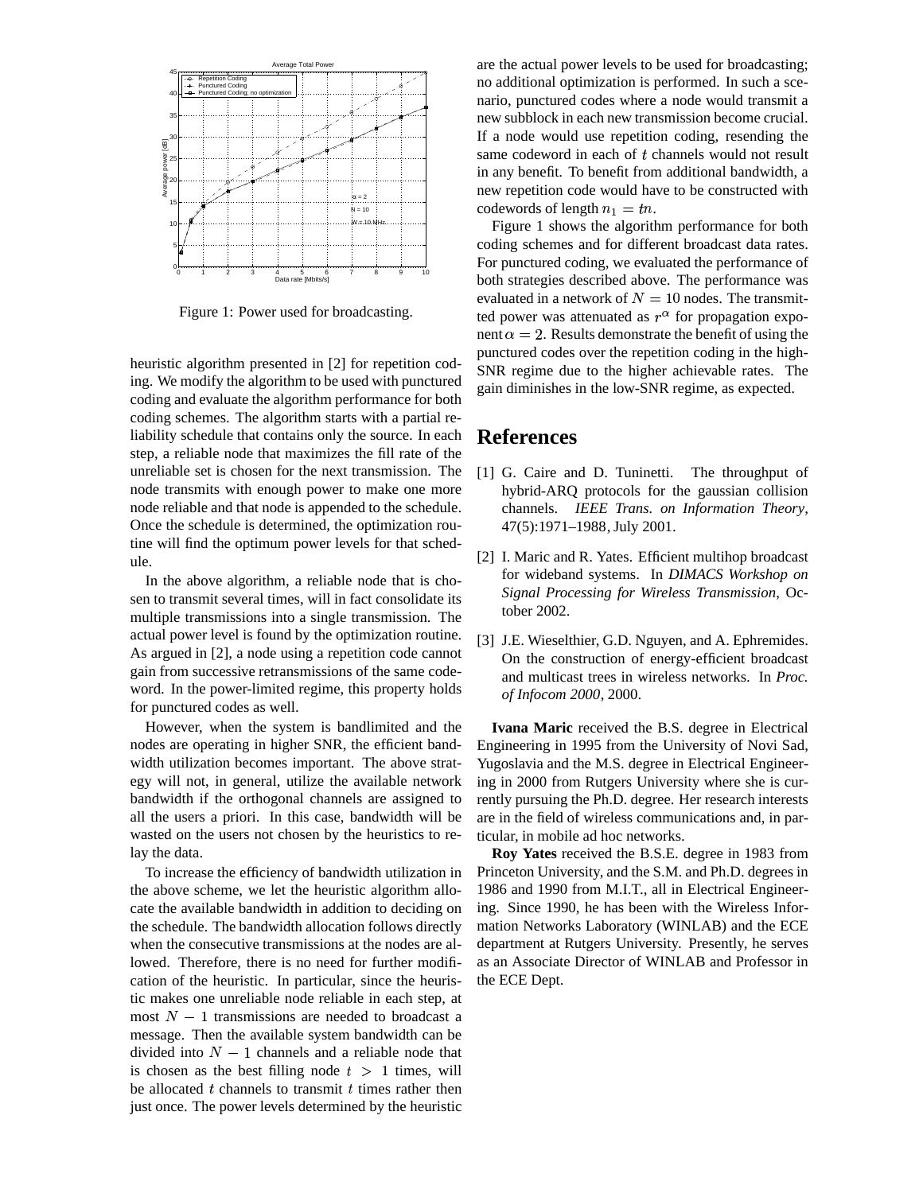Average Total Power

Repetition Coding
Punctured Coding
Punctured Coding; no optimization

Average power [dB]

45
40
35
30
25
20
15
10
5
0

$\alpha = 2$
N = 10
W = 10 MHz

0 1 2 3 4 5 6 7 8 9 10

Data rate [Mbits/s]

Figure 1: Power used for broadcasting.

heuristic algorithm presented in [2] for repetition coding. We modify the algorithm to be used with punctured coding and evaluate the algorithm performance for both coding schemes. The algorithm starts with a partial reliability schedule that contains only the source. In each step, a reliable node that maximizes the fill rate of the unreliable set is chosen for the next transmission. The node transmits with enough power to make one more node reliable and that node is appended to the schedule. Once the schedule is determined, the optimization routine will find the optimum power levels for that schedule.

In the above algorithm, a reliable node that is chosen to transmit several times, will in fact consolidate its multiple transmissions into a single transmission. The actual power level is found by the optimization routine. As argued in [2], a node using a repetition code cannot gain from successive retransmissions of the same codeword. In the power-limited regime, this property holds for punctured codes as well.

However, when the system is bandlimited and the nodes are operating in higher SNR, the efficient bandwidth utilization becomes important. The above strategy will not, in general, utilize the available network bandwidth if the orthogonal channels are assigned to all the users a priori. In this case, bandwidth will be wasted on the users not chosen by the heuristics to relay the data.

To increase the efficiency of bandwidth utilization in the above scheme, we let the heuristic algorithm allocate the available bandwidth in addition to deciding on the schedule. The bandwidth allocation follows directly when the consecutive transmissions at the nodes are allowed. Therefore, there is no need for further modification of the heuristic. In particular, since the heuristic makes one unreliable node reliable in each step, at most $N - 1$ transmissions are needed to broadcast a message. Then the available system bandwidth can be divided into $N - 1$ channels and a reliable node that is chosen as the best filling node $t > 1$ times, will be allocated $t$ channels to transmit $t$ times rather then just once. The power levels determined by the heuristic are the actual power levels to be used for broadcasting; no additional optimization is performed. In such a scenario, punctured codes where a node would transmit a new subblock in each new transmission become crucial. If a node would use repetition coding, resending the same codeword in each of $t$ channels would not result in any benefit. To benefit from additional bandwidth, a new repetition code would have to be constructed with codewords of length $n_1 = tn$.

Figure 1 shows the algorithm performance for both coding schemes and for different broadcast data rates. For punctured coding, we evaluated the performance of both strategies described above. The performance was evaluated in a network of $N = 10$ nodes. The transmitted power was attenuated as $r^\alpha$ for propagation exponent $\alpha = 2$. Results demonstrate the benefit of using the punctured codes over the repetition coding in the high-SNR regime due to the higher achievable rates. The gain diminishes in the low-SNR regime, as expected.

# References

[1] G. Caire and D. Tuninetti. The throughput of hybrid-ARQ protocols for the gaussian collision channels. *IEEE Trans. on Information Theory*, 47(5):1971–1988, July 2001.

[2] I. Maric and R. Yates. Efficient multihop broadcast for wideband systems. In *DIMACS Workshop on Signal Processing for Wireless Transmission*, October 2002.

[3] J.E. Wieselthier, G.D. Nguyen, and A. Ephremides. On the construction of energy-efficient broadcast and multicast trees in wireless networks. In *Proc. of Infocom 2000*, 2000.

**Ivana Maric** received the B.S. degree in Electrical Engineering in 1995 from the University of Novi Sad, Yugoslavia and the M.S. degree in Electrical Engineering in 2000 from Rutgers University where she is currently pursuing the Ph.D. degree. Her research interests are in the field of wireless communications and, in particular, in mobile ad hoc networks.

**Roy Yates** received the B.S.E. degree in 1983 from Princeton University, and the S.M. and Ph.D. degrees in 1986 and 1990 from M.I.T., all in Electrical Engineering. Since 1990, he has been with the Wireless Information Networks Laboratory (WINLAB) and the ECE department at Rutgers University. Presently, he serves as an Associate Director of WINLAB and Professor in the ECE Dept.